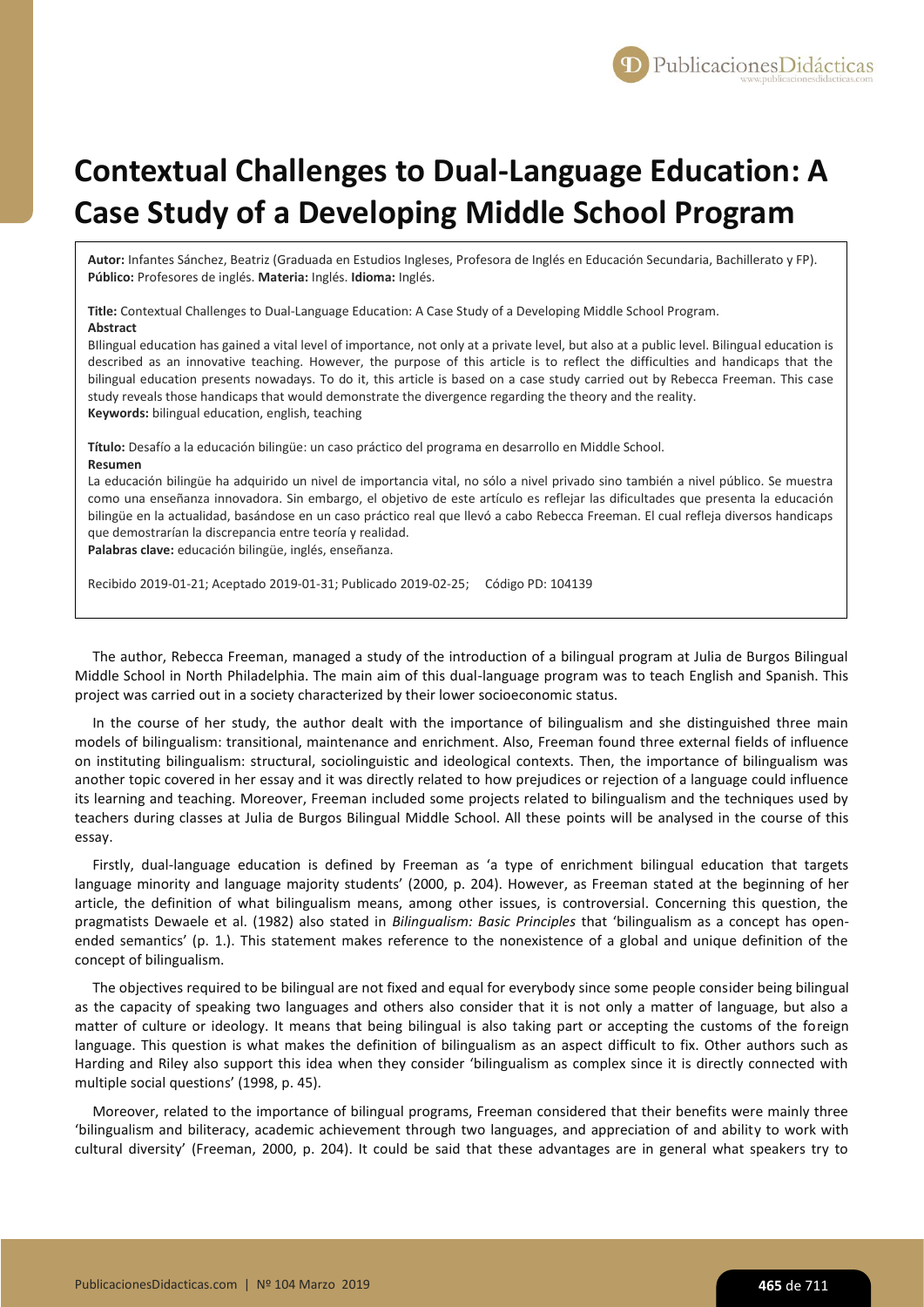# Contextual Challenges to Dual-Language Education: A Case Study of a Developing Middle School Program

**Autor:** Infantes Sánchez, Beatriz (Graduada en Estudios Ingleses, Profesora de Inglés en Educación Secundaria, Bachillerato y FP).
**Público:** Profesores de inglés. **Materia:** Inglés. **Idioma:** Inglés.

**Title:** Contextual Challenges to Dual-Language Education: A Case Study of a Developing Middle School Program.
**Abstract**
BIlingual education has gained a vital level of importance, not only at a private level, but also at a public level. Bilingual education is described as an innovative teaching. However, the purpose of this article is to reflect the difficulties and handicaps that the bilingual education presents nowadays. To do it, this article is based on a case study carried out by Rebecca Freeman. This case study reveals those handicaps that would demonstrate the divergence regarding the theory and the reality.
**Keywords:** bilingual education, english, teaching

**Título:** Desafío a la educación bilingüe: un caso práctico del programa en desarrollo en Middle School.
**Resumen**
La educación bilingüe ha adquirido un nivel de importancia vital, no sólo a nivel privado sino también a nivel público. Se muestra como una enseñanza innovadora. Sin embargo, el objetivo de este artículo es reflejar las dificultades que presenta la educación bilingüe en la actualidad, basándose en un caso práctico real que llevó a cabo Rebecca Freeman. El cual refleja diversos handicaps que demostrarían la discrepancia entre teoría y realidad.
**Palabras clave:** educación bilingüe, inglés, enseñanza.

Recibido 2019-01-21; Aceptado 2019-01-31; Publicado 2019-02-25; Código PD: 104139

The author, Rebecca Freeman, managed a study of the introduction of a bilingual program at Julia de Burgos Bilingual Middle School in North Philadelphia. The main aim of this dual-language program was to teach English and Spanish. This project was carried out in a society characterized by their lower socioeconomic status.

In the course of her study, the author dealt with the importance of bilingualism and she distinguished three main models of bilingualism: transitional, maintenance and enrichment. Also, Freeman found three external fields of influence on instituting bilingualism: structural, sociolinguistic and ideological contexts. Then, the importance of bilingualism was another topic covered in her essay and it was directly related to how prejudices or rejection of a language could influence its learning and teaching. Moreover, Freeman included some projects related to bilingualism and the techniques used by teachers during classes at Julia de Burgos Bilingual Middle School. All these points will be analysed in the course of this essay.

Firstly, dual-language education is defined by Freeman as 'a type of enrichment bilingual education that targets language minority and language majority students' (2000, p. 204). However, as Freeman stated at the beginning of her article, the definition of what bilingualism means, among other issues, is controversial. Concerning this question, the pragmatists Dewaele et al. (1982) also stated in *Bilingualism: Basic Principles* that 'bilingualism as a concept has open-ended semantics' (p. 1.). This statement makes reference to the nonexistence of a global and unique definition of the concept of bilingualism.

The objectives required to be bilingual are not fixed and equal for everybody since some people consider being bilingual as the capacity of speaking two languages and others also consider that it is not only a matter of language, but also a matter of culture or ideology. It means that being bilingual is also taking part or accepting the customs of the foreign language. This question is what makes the definition of bilingualism as an aspect difficult to fix. Other authors such as Harding and Riley also support this idea when they consider 'bilingualism as complex since it is directly connected with multiple social questions' (1998, p. 45).

Moreover, related to the importance of bilingual programs, Freeman considered that their benefits were mainly three 'bilingualism and biliteracy, academic achievement through two languages, and appreciation of and ability to work with cultural diversity' (Freeman, 2000, p. 204). It could be said that these advantages are in general what speakers try to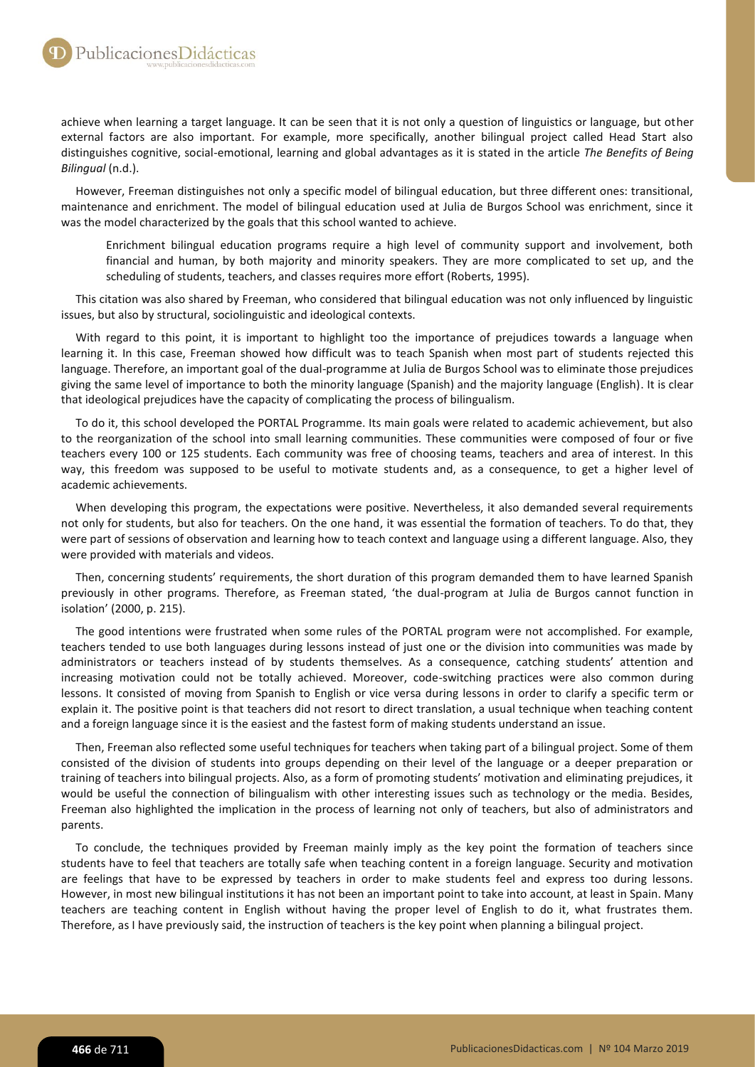achieve when learning a target language. It can be seen that it is not only a question of linguistics or language, but other external factors are also important. For example, more specifically, another bilingual project called Head Start also distinguishes cognitive, social-emotional, learning and global advantages as it is stated in the article *The Benefits of Being Bilingual* (n.d.).

However, Freeman distinguishes not only a specific model of bilingual education, but three different ones: transitional, maintenance and enrichment. The model of bilingual education used at Julia de Burgos School was enrichment, since it was the model characterized by the goals that this school wanted to achieve.

> Enrichment bilingual education programs require a high level of community support and involvement, both financial and human, by both majority and minority speakers. They are more complicated to set up, and the scheduling of students, teachers, and classes requires more effort (Roberts, 1995).

This citation was also shared by Freeman, who considered that bilingual education was not only influenced by linguistic issues, but also by structural, sociolinguistic and ideological contexts.

With regard to this point, it is important to highlight too the importance of prejudices towards a language when learning it. In this case, Freeman showed how difficult was to teach Spanish when most part of students rejected this language. Therefore, an important goal of the dual-programme at Julia de Burgos School was to eliminate those prejudices giving the same level of importance to both the minority language (Spanish) and the majority language (English). It is clear that ideological prejudices have the capacity of complicating the process of bilingualism.

To do it, this school developed the PORTAL Programme. Its main goals were related to academic achievement, but also to the reorganization of the school into small learning communities. These communities were composed of four or five teachers every 100 or 125 students. Each community was free of choosing teams, teachers and area of interest. In this way, this freedom was supposed to be useful to motivate students and, as a consequence, to get a higher level of academic achievements.

When developing this program, the expectations were positive. Nevertheless, it also demanded several requirements not only for students, but also for teachers. On the one hand, it was essential the formation of teachers. To do that, they were part of sessions of observation and learning how to teach context and language using a different language. Also, they were provided with materials and videos.

Then, concerning students' requirements, the short duration of this program demanded them to have learned Spanish previously in other programs. Therefore, as Freeman stated, 'the dual-program at Julia de Burgos cannot function in isolation' (2000, p. 215).

The good intentions were frustrated when some rules of the PORTAL program were not accomplished. For example, teachers tended to use both languages during lessons instead of just one or the division into communities was made by administrators or teachers instead of by students themselves. As a consequence, catching students' attention and increasing motivation could not be totally achieved. Moreover, code-switching practices were also common during lessons. It consisted of moving from Spanish to English or vice versa during lessons in order to clarify a specific term or explain it. The positive point is that teachers did not resort to direct translation, a usual technique when teaching content and a foreign language since it is the easiest and the fastest form of making students understand an issue.

Then, Freeman also reflected some useful techniques for teachers when taking part of a bilingual project. Some of them consisted of the division of students into groups depending on their level of the language or a deeper preparation or training of teachers into bilingual projects. Also, as a form of promoting students' motivation and eliminating prejudices, it would be useful the connection of bilingualism with other interesting issues such as technology or the media. Besides, Freeman also highlighted the implication in the process of learning not only of teachers, but also of administrators and parents.

To conclude, the techniques provided by Freeman mainly imply as the key point the formation of teachers since students have to feel that teachers are totally safe when teaching content in a foreign language. Security and motivation are feelings that have to be expressed by teachers in order to make students feel and express too during lessons. However, in most new bilingual institutions it has not been an important point to take into account, at least in Spain. Many teachers are teaching content in English without having the proper level of English to do it, what frustrates them. Therefore, as I have previously said, the instruction of teachers is the key point when planning a bilingual project.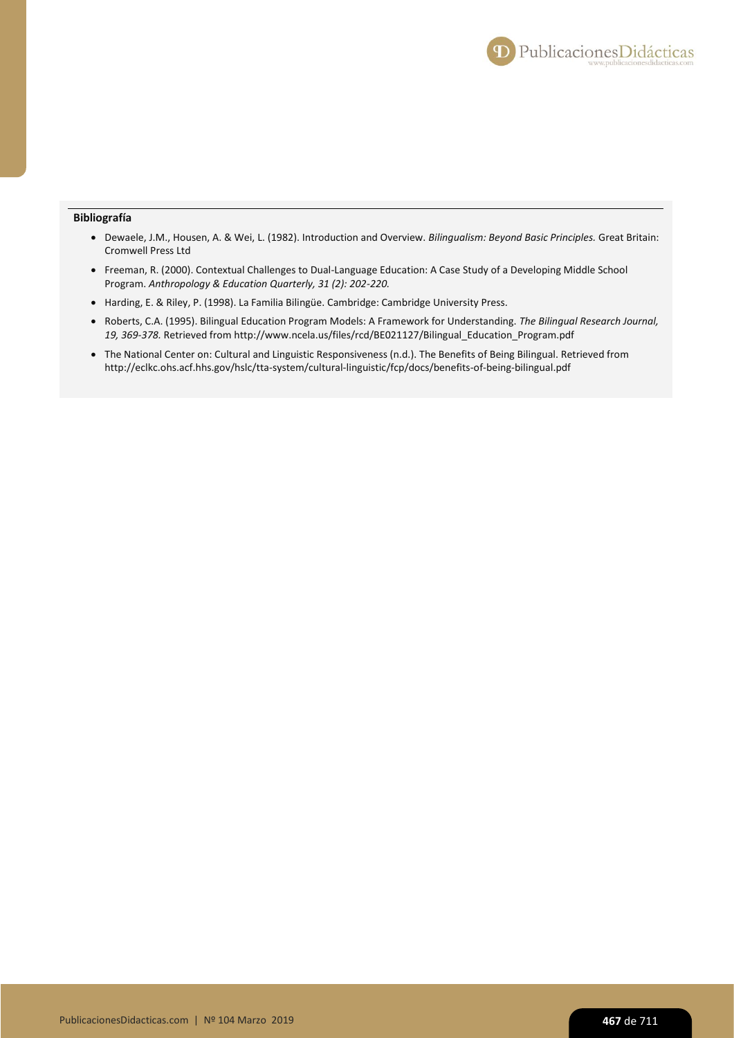**Bibliografía**

- Dewaele, J.M., Housen, A. & Wei, L. (1982). Introduction and Overview. *Bilingualism: Beyond Basic Principles.* Great Britain: Cromwell Press Ltd
- Freeman, R. (2000). Contextual Challenges to Dual-Language Education: A Case Study of a Developing Middle School Program. *Anthropology & Education Quarterly, 31 (2): 202-220.*
- Harding, E. & Riley, P. (1998). La Familia Bilingüe. Cambridge: Cambridge University Press.
- Roberts, C.A. (1995). Bilingual Education Program Models: A Framework for Understanding. *The Bilingual Research Journal, 19, 369-378.* Retrieved from http://www.ncela.us/files/rcd/BE021127/Bilingual_Education_Program.pdf
- The National Center on: Cultural and Linguistic Responsiveness (n.d.). The Benefits of Being Bilingual. Retrieved from http://eclkc.ohs.acf.hhs.gov/hslc/tta-system/cultural-linguistic/fcp/docs/benefits-of-being-bilingual.pdf